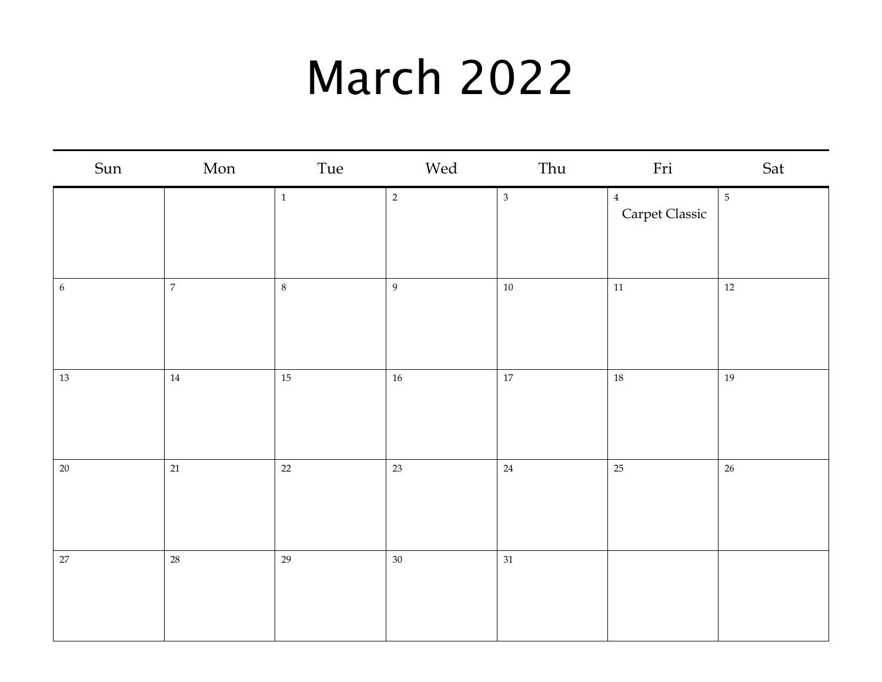# March 2022

| Sun | Mon | Tue | Wed | Thu | Fri | Sat |
|---|---|---|---|---|---|---|
| | | 1 | 2 | 3 | 4 Carpet Classic | 5 |
| 6 | 7 | 8 | 9 | 10 | 11 | 12 |
| 13 | 14 | 15 | 16 | 17 | 18 | 19 |
| 20 | 21 | 22 | 23 | 24 | 25 | 26 |
| 27 | 28 | 29 | 30 | 31 | | |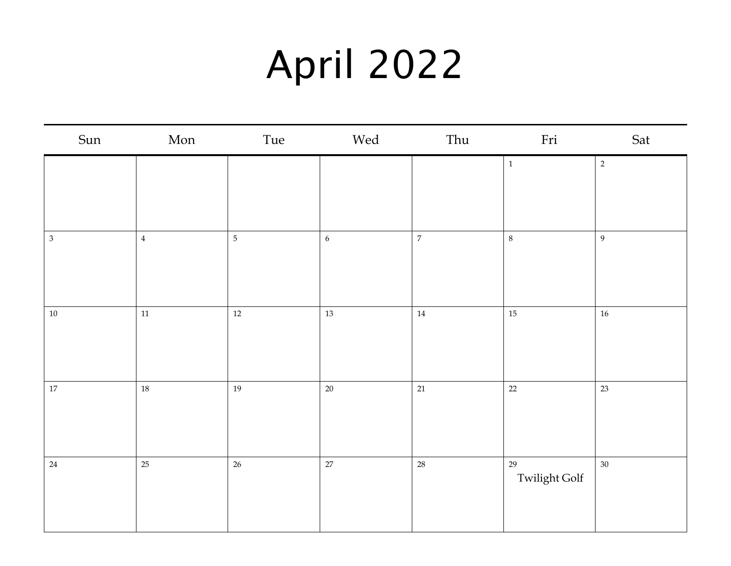# April 2022

| Sun | Mon | Tue | Wed | Thu | Fri | Sat |
| --- | --- | --- | --- | --- | --- | --- |
| | | | | | 1 | 2 |
| 3 | 4 | 5 | 6 | 7 | 8 | 9 |
| 10 | 11 | 12 | 13 | 14 | 15 | 16 |
| 17 | 18 | 19 | 20 | 21 | 22 | 23 |
| 24 | 25 | 26 | 27 | 28 | 29 Twilight Golf | 30 |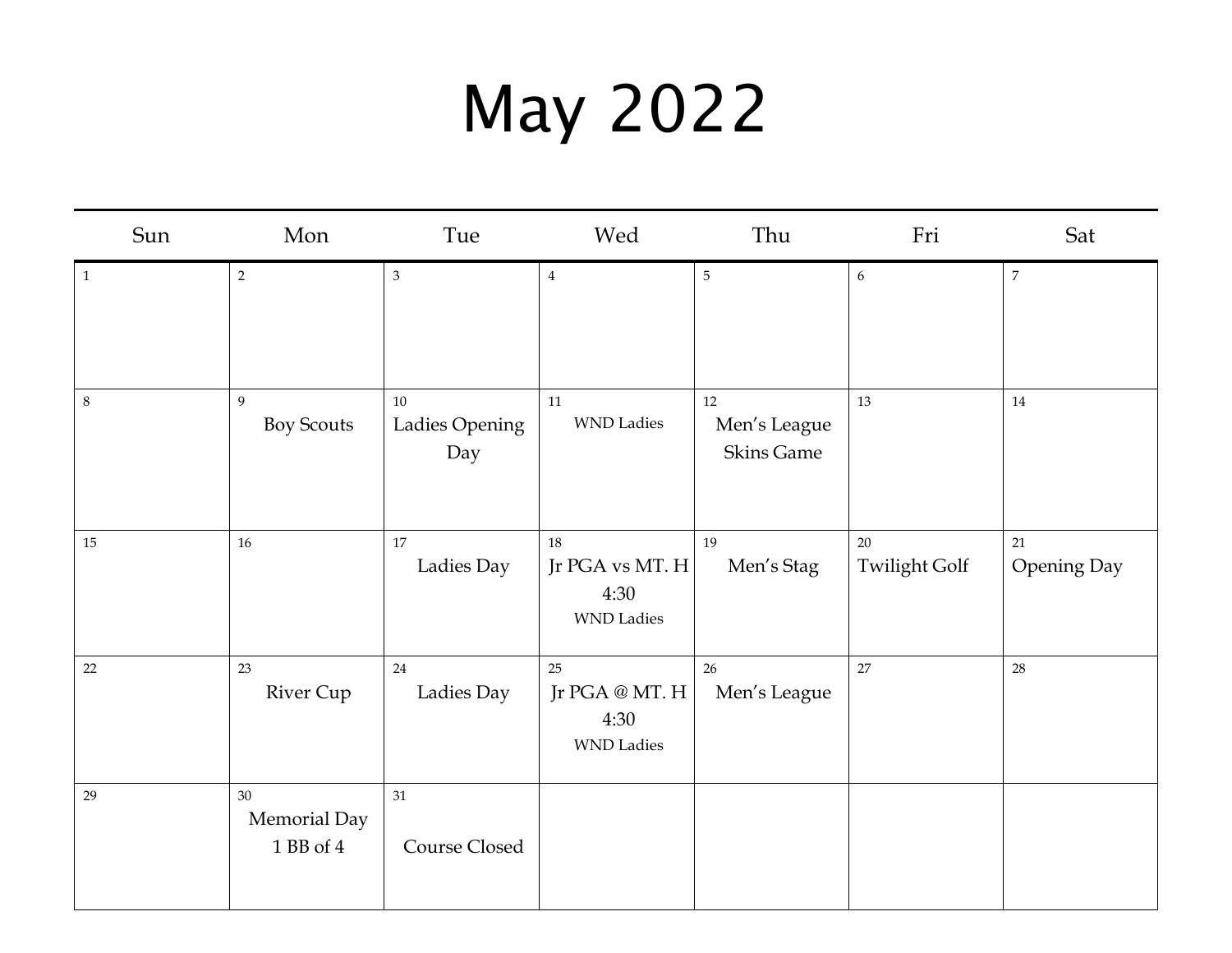# May 2022

| Sun | Mon | Tue | Wed | Thu | Fri | Sat |
|---|---|---|---|---|---|---|
| 1 | 2 | 3 | 4 | 5 | 6 | 7 |
| 8 | 9 Boy Scouts | 10 Ladies Opening Day | 11 WND Ladies | 12 Men's League Skins Game | 13 | 14 |
| 15 | 16 | 17 Ladies Day | 18 Jr PGA vs MT. H 4:30 WND Ladies | 19 Men's Stag | 20 Twilight Golf | 21 Opening Day |
| 22 | 23 River Cup | 24 Ladies Day | 25 Jr PGA @ MT. H 4:30 WND Ladies | 26 Men's League | 27 | 28 |
| 29 | 30 Memorial Day 1 BB of 4 | 31 Course Closed | | | | |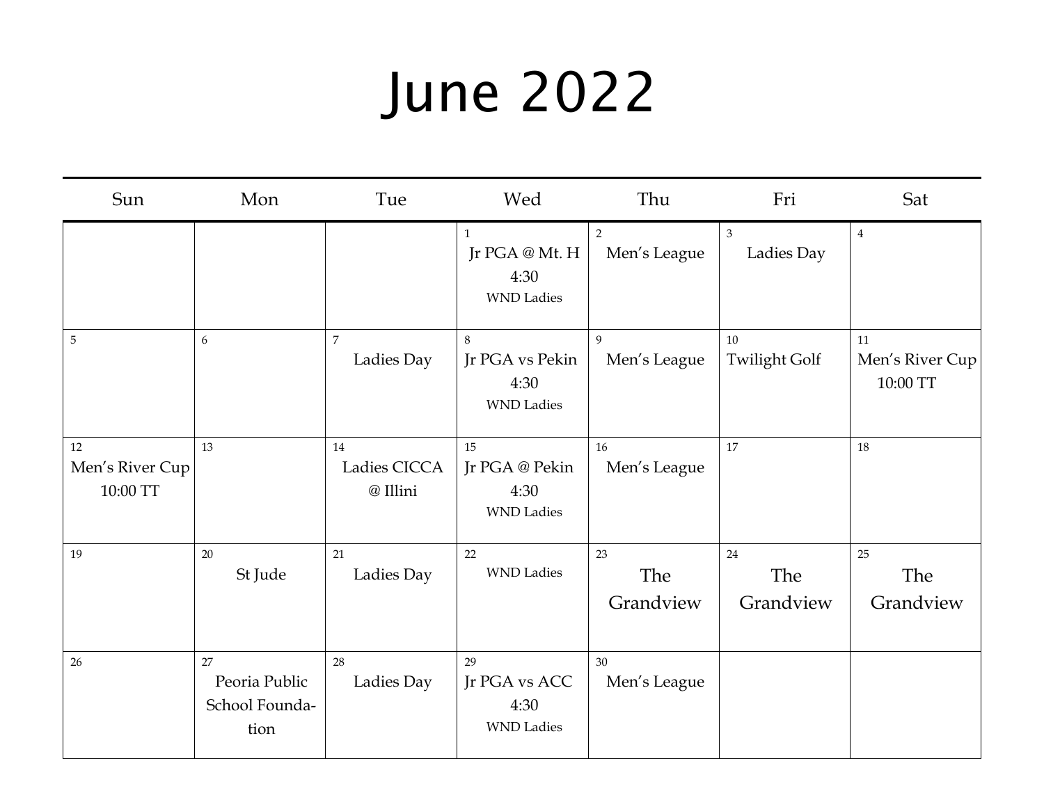# June 2022

| Sun | Mon | Tue | Wed | Thu | Fri | Sat |
| --- | --- | --- | --- | --- | --- | --- |
| | | | 1 Jr PGA @ Mt. H 4:30 WND Ladies | 2 Men's League | 3 Ladies Day | 4 |
| 5 | 6 | 7 Ladies Day | 8 Jr PGA vs Pekin 4:30 WND Ladies | 9 Men's League | 10 Twilight Golf | 11 Men's River Cup 10:00 TT |
| 12 Men's River Cup 10:00 TT | 13 | 14 Ladies CICCA @ Illini | 15 Jr PGA @ Pekin 4:30 WND Ladies | 16 Men's League | 17 | 18 |
| 19 | 20 St Jude | 21 Ladies Day | 22 WND Ladies | 23 The Grandview | 24 The Grandview | 25 The Grandview |
| 26 | 27 Peoria Public School Foundation | 28 Ladies Day | 29 Jr PGA vs ACC 4:30 WND Ladies | 30 Men's League | | |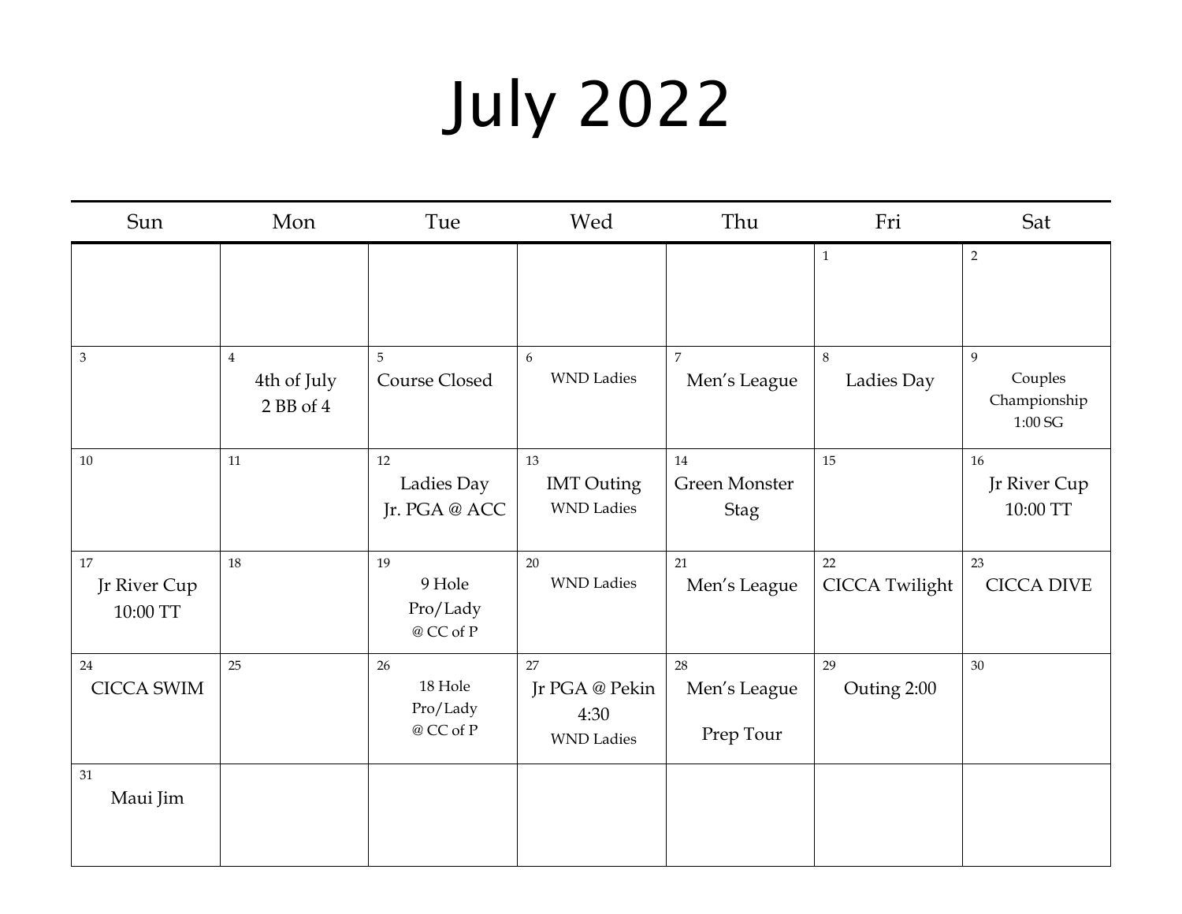# July 2022

| Sun | Mon | Tue | Wed | Thu | Fri | Sat |
|---|---|---|---|---|---|---|
| | | | | | 1 | 2 |
| 3 | 4<br>4th of July<br>2 BB of 4 | 5<br>Course Closed | 6<br>WND Ladies | 7<br>Men's League | 8<br>Ladies Day | 9<br>Couples Championship<br>1:00 SG |
| 10 | 11 | 12<br>Ladies Day<br>Jr. PGA @ ACC | 13<br>IMT Outing<br>WND Ladies | 14<br>Green Monster Stag | 15 | 16<br>Jr River Cup<br>10:00 TT |
| 17<br>Jr River Cup<br>10:00 TT | 18 | 19<br>9 Hole<br>Pro/Lady<br>@ CC of P | 20<br>WND Ladies | 21<br>Men's League | 22<br>CICCA Twilight | 23<br>CICCA DIVE |
| 24<br>CICCA SWIM | 25 | 26<br>18 Hole<br>Pro/Lady<br>@ CC of P | 27<br>Jr PGA @ Pekin<br>4:30<br>WND Ladies | 28<br>Men's League<br>Prep Tour | 29<br>Outing 2:00 | 30 |
| 31<br>Maui Jim | | | | | | |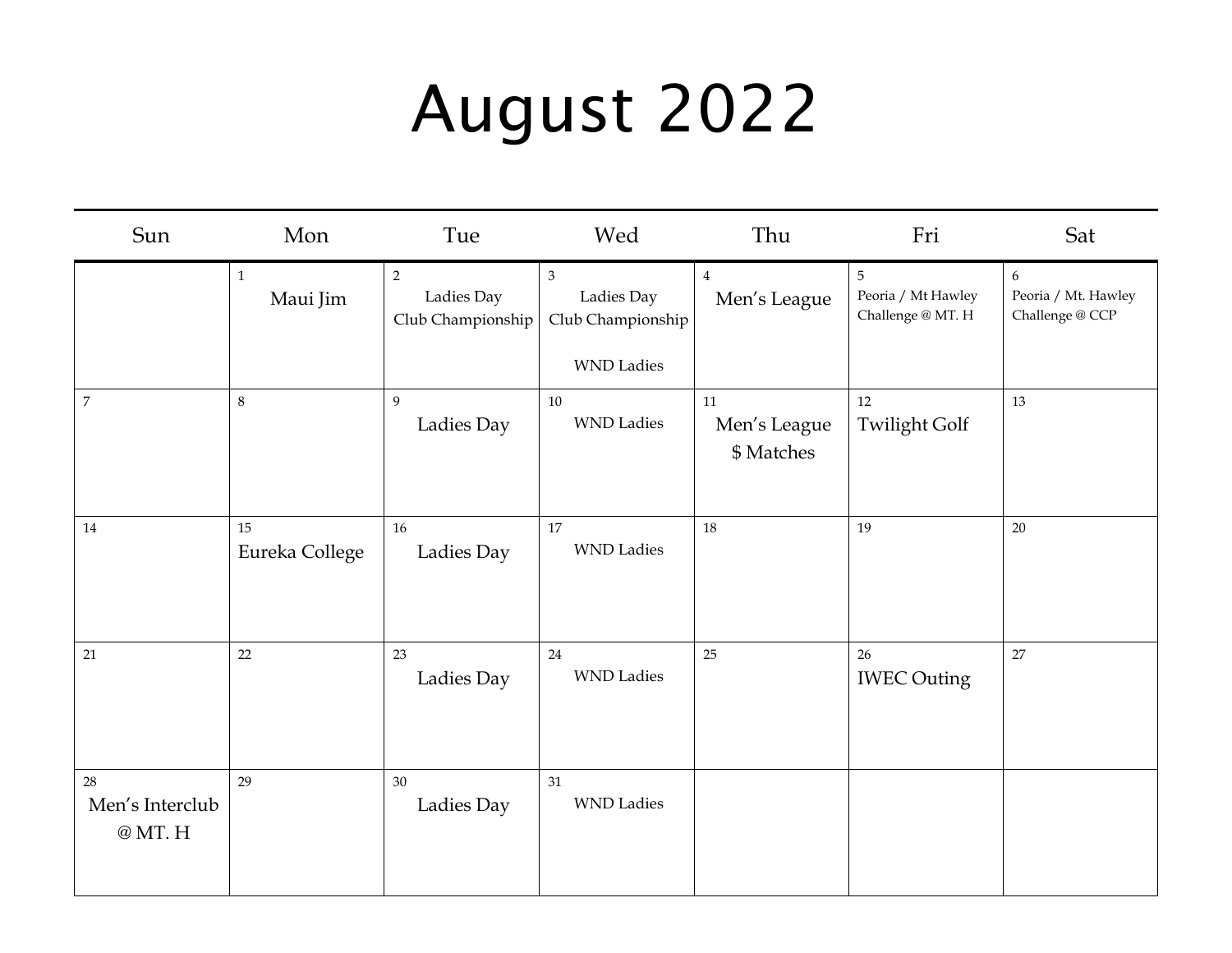# August 2022

| Sun | Mon | Tue | Wed | Thu | Fri | Sat |
|---|---|---|---|---|---|---|
| | 1<br>Maui Jim | 2<br>Ladies Day<br>Club Championship | 3<br>Ladies Day<br>Club Championship<br><br>WND Ladies | 4<br>Men's League | 5<br>Peoria / Mt Hawley Challenge @ MT. H | 6<br>Peoria / Mt. Hawley Challenge @ CCP |
| 7 | 8 | 9<br>Ladies Day | 10<br>WND Ladies | 11<br>Men's League<br>$ Matches | 12<br>Twilight Golf | 13 |
| 14 | 15<br>Eureka College | 16<br>Ladies Day | 17<br>WND Ladies | 18 | 19 | 20 |
| 21 | 22 | 23<br>Ladies Day | 24<br>WND Ladies | 25 | 26<br>IWEC Outing | 27 |
| 28<br>Men's Interclub<br>@ MT. H | 29 | 30<br>Ladies Day | 31<br>WND Ladies | | | |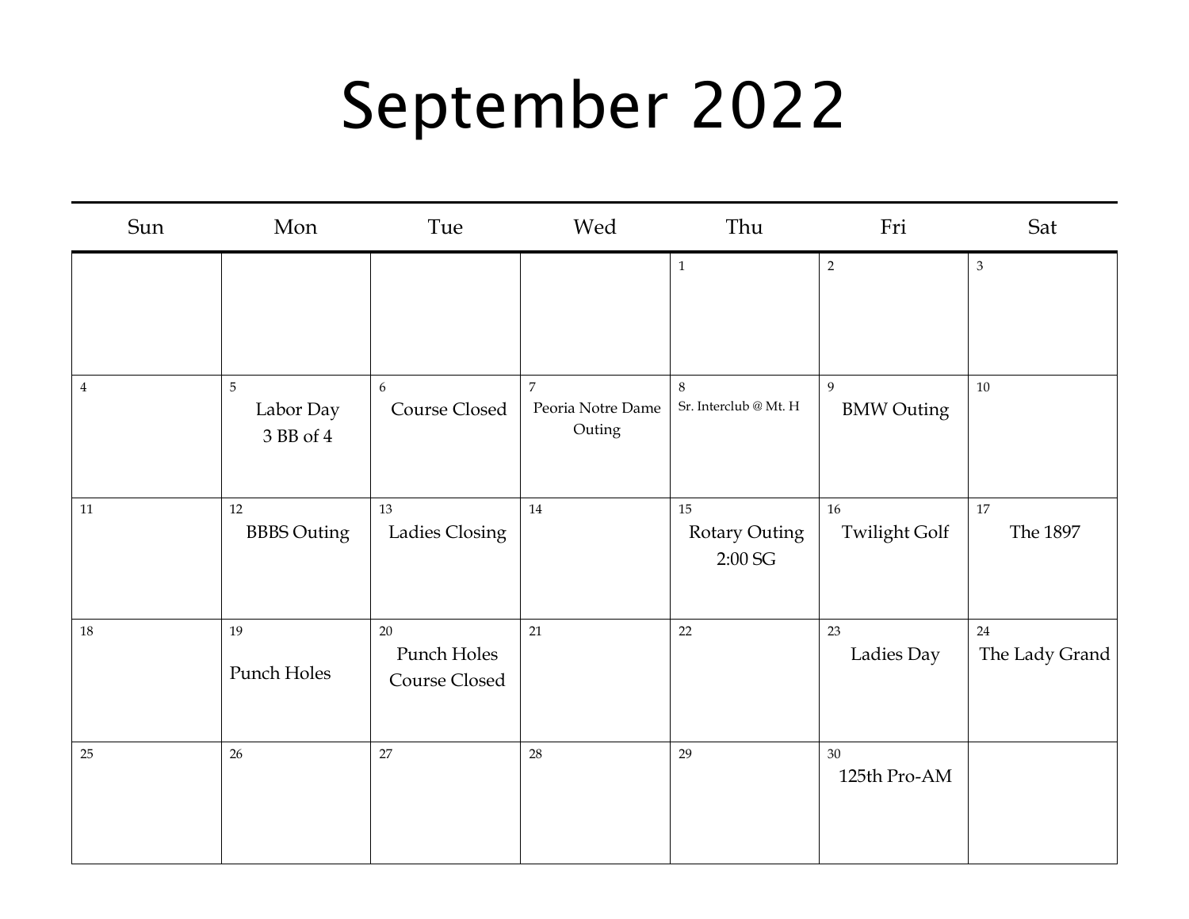# September 2022

| Sun | Mon | Tue | Wed | Thu | Fri | Sat |
|---|---|---|---|---|---|---|
| | | | | 1 | 2 | 3 |
| 4 | 5 Labor Day 3 BB of 4 | 6 Course Closed | 7 Peoria Notre Dame Outing | 8 Sr. Interclub @ Mt. H | 9 BMW Outing | 10 |
| 11 | 12 BBBS Outing | 13 Ladies Closing | 14 | 15 Rotary Outing 2:00 SG | 16 Twilight Golf | 17 The 1897 |
| 18 | 19 Punch Holes | 20 Punch Holes Course Closed | 21 | 22 | 23 Ladies Day | 24 The Lady Grand |
| 25 | 26 | 27 | 28 | 29 | 30 125th Pro-AM | |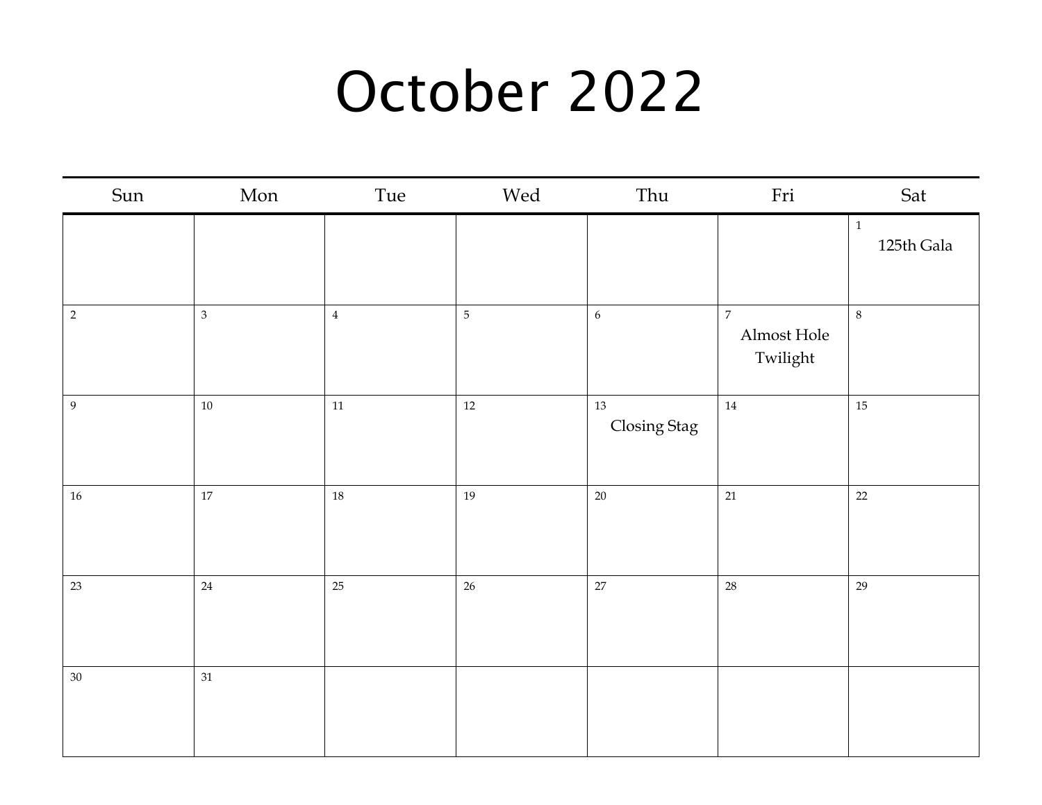# October 2022

| Sun | Mon | Tue | Wed | Thu | Fri | Sat |
|---|---|---|---|---|---|---|
| | | | | | | 1 125th Gala |
| 2 | 3 | 4 | 5 | 6 | 7 Almost Hole Twilight | 8 |
| 9 | 10 | 11 | 12 | 13 Closing Stag | 14 | 15 |
| 16 | 17 | 18 | 19 | 20 | 21 | 22 |
| 23 | 24 | 25 | 26 | 27 | 28 | 29 |
| 30 | 31 | | | | | |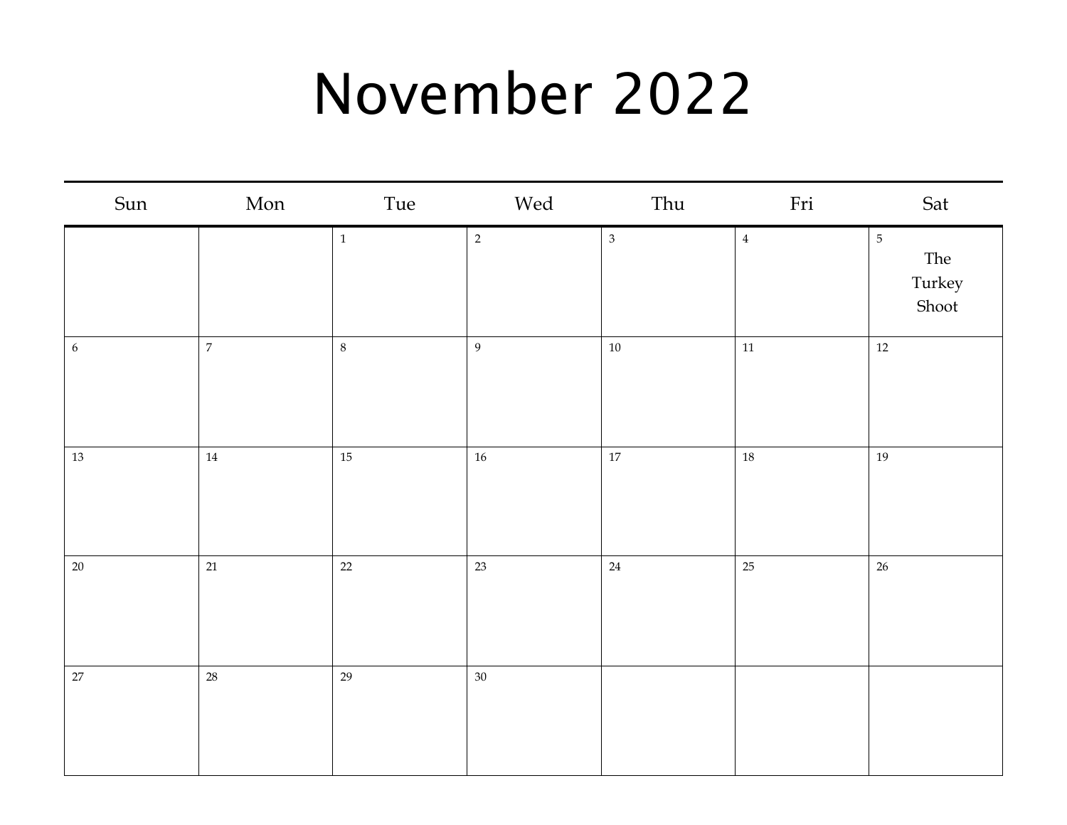# November 2022

| Sun | Mon | Tue | Wed | Thu | Fri | Sat |
|---|---|---|---|---|---|---|
| | | 1 | 2 | 3 | 4 | 5 The Turkey Shoot |
| 6 | 7 | 8 | 9 | 10 | 11 | 12 |
| 13 | 14 | 15 | 16 | 17 | 18 | 19 |
| 20 | 21 | 22 | 23 | 24 | 25 | 26 |
| 27 | 28 | 29 | 30 | | | |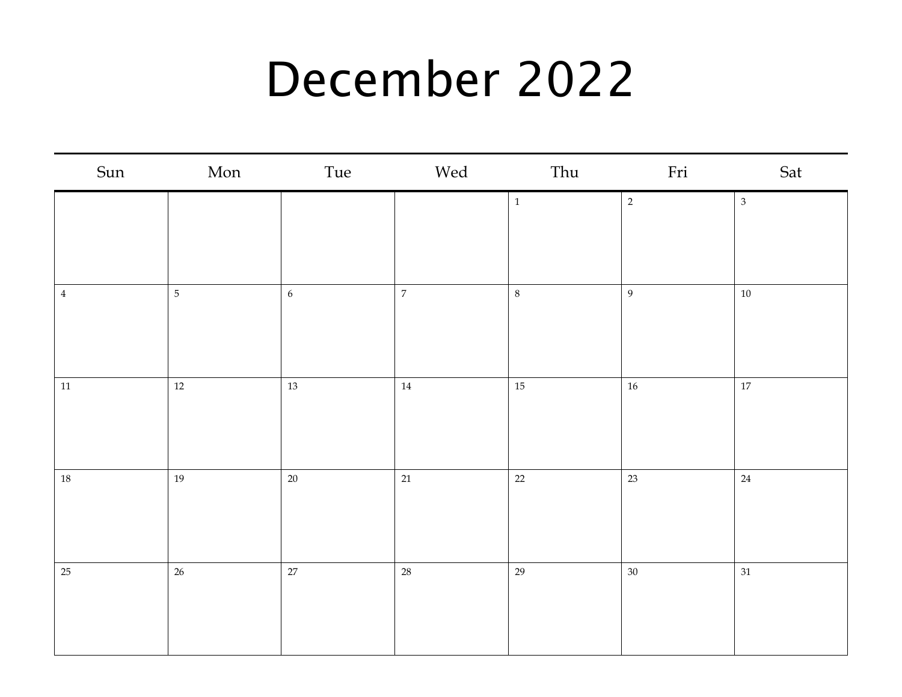# December 2022

| Sun | Mon | Tue | Wed | Thu | Fri | Sat |
|---|---|---|---|---|---|---|
| | | | | 1 | 2 | 3 |
| 4 | 5 | 6 | 7 | 8 | 9 | 10 |
| 11 | 12 | 13 | 14 | 15 | 16 | 17 |
| 18 | 19 | 20 | 21 | 22 | 23 | 24 |
| 25 | 26 | 27 | 28 | 29 | 30 | 31 |